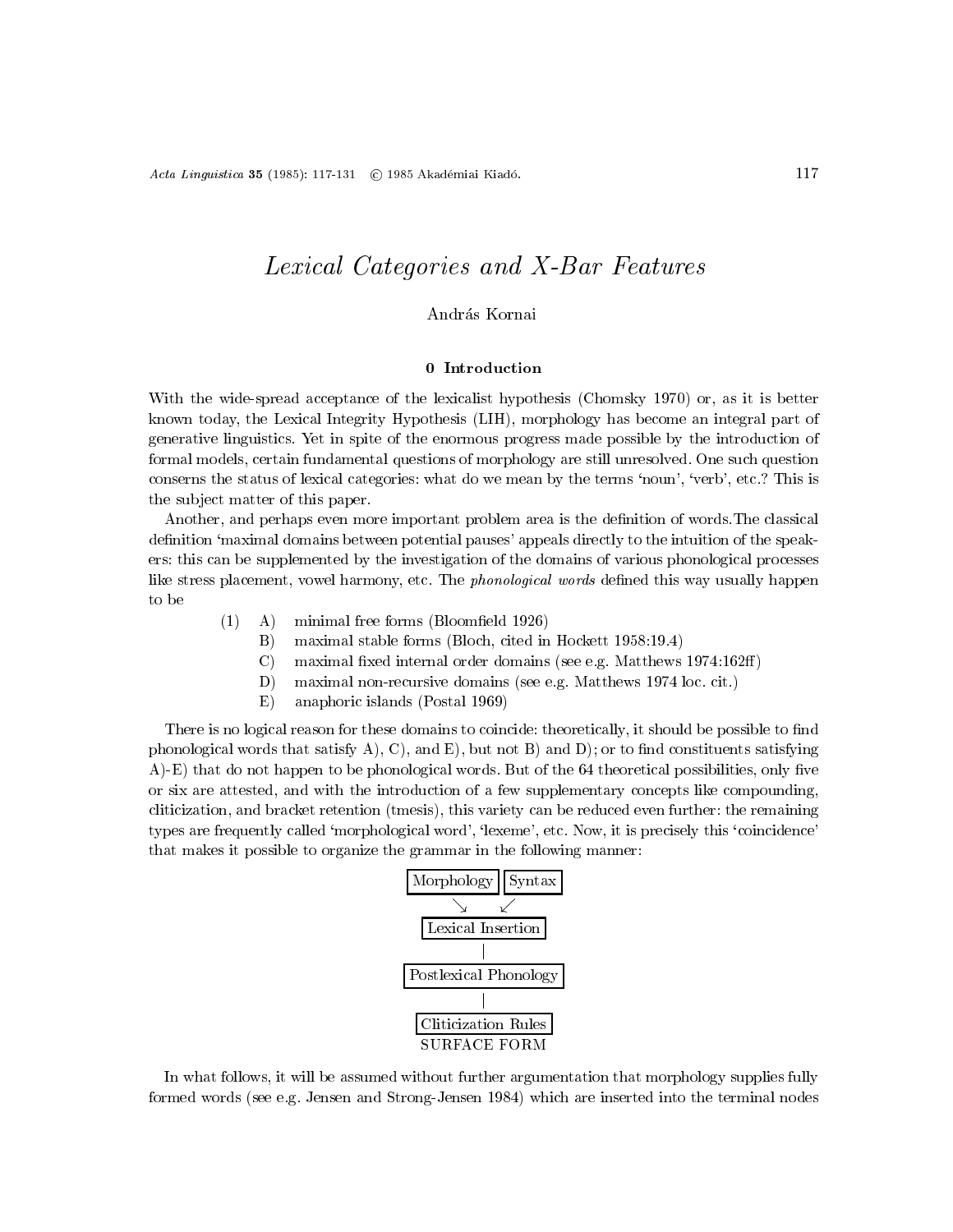# Lexical Categories and X-Bar Features

András Kornai

## 0 Introduction

With the wide-spread acceptance of the lexicalist hypothesis (Chomsky 1970) or, as it is better known today, the Lexical Integrity Hypothesis (LIH), morphology has become an integral part of generative linguistics. Yet in spite of the enormous progress made possible by the introduction of formal models, certain fundamental questions of morphology are still unresolved. One such question conserns the status of lexical categories: what do we mean by the terms 'noun', 'verb', etc.? This is the subject matter of this paper.

Another, and perhaps even more important problem area is the definition of words.The classical definition 'maximal domains between potential pauses' appeals directly to the intuition of the speakers: this can be supplemented by the investigation of the domains of various phonological processes like stress placement, vowel harmony, etc. The *phonological words* defined this way usually happen to be

(1)
- A) minimal free forms (Bloomfield 1926)
- B) maximal stable forms (Bloch, cited in Hockett 1958:19.4)
- C) maximal fixed internal order domains (see e.g. Matthews 1974:162ff)
- D) maximal non-recursive domains (see e.g. Matthews 1974 loc. cit.)
- E) anaphoric islands (Postal 1969)

There is no logical reason for these domains to coincide: theoretically, it should be possible to find phonological words that satisfy A), C), and E), but not B) and D); or to find constituents satisfying A)-E) that do not happen to be phonological words. But of the 64 theoretical possibilities, only five or six are attested, and with the introduction of a few supplementary concepts like compounding, cliticization, and bracket retention (tmesis), this variety can be reduced even further: the remaining types are frequently called 'morphological word', 'lexeme', etc. Now, it is precisely this 'coincidence' that makes it possible to organize the grammar in the following manner:

```
[Morphology]  [Syntax]
        ↘      ↙
   [Lexical Insertion]
           |
 [Postlexical Phonology]
           |
  [Cliticization Rules]
      SURFACE FORM
```

In what follows, it will be assumed without further argumentation that morphology supplies fully formed words (see e.g. Jensen and Strong-Jensen 1984) which are inserted into the terminal nodes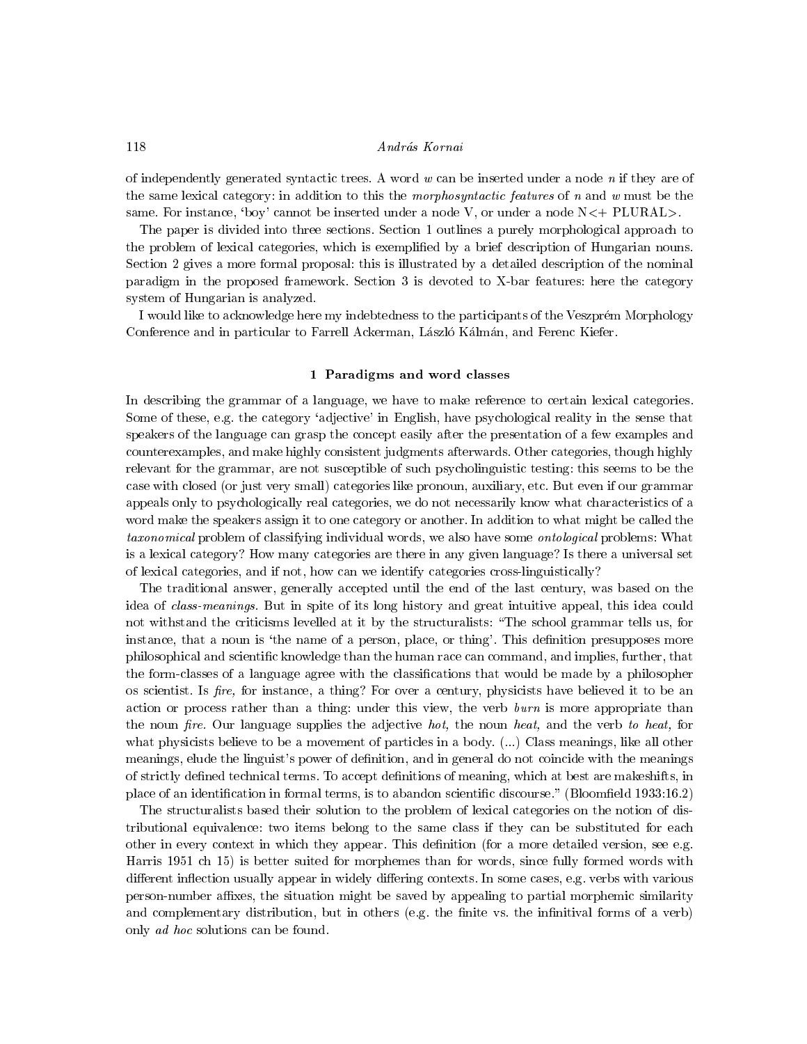of independently generated syntactic trees. A word $w$ can be inserted under a node $n$ if they are of the same lexical category: in addition to this the *morphosyntactic features* of $n$ and $w$ must be the same. For instance, 'boy' cannot be inserted under a node V, or under a node N<+ PLURAL>.

The paper is divided into three sections. Section 1 outlines a purely morphological approach to the problem of lexical categories, which is exemplified by a brief description of Hungarian nouns. Section 2 gives a more formal proposal: this is illustrated by a detailed description of the nominal paradigm in the proposed framework. Section 3 is devoted to X-bar features: here the category system of Hungarian is analyzed.

I would like to acknowledge here my indebtedness to the participants of the Veszprém Morphology Conference and in particular to Farrell Ackerman, László Kálmán, and Ferenc Kiefer.

## 1 Paradigms and word classes

In describing the grammar of a language, we have to make reference to certain lexical categories. Some of these, e.g. the category 'adjective' in English, have psychological reality in the sense that speakers of the language can grasp the concept easily after the presentation of a few examples and counterexamples, and make highly consistent judgments afterwards. Other categories, though highly relevant for the grammar, are not susceptible of such psycholinguistic testing: this seems to be the case with closed (or just very small) categories like pronoun, auxiliary, etc. But even if our grammar appeals only to psychologically real categories, we do not necessarily know what characteristics of a word make the speakers assign it to one category or another. In addition to what might be called the *taxonomical* problem of classifying individual words, we also have some *ontological* problems: What is a lexical category? How many categories are there in any given language? Is there a universal set of lexical categories, and if not, how can we identify categories cross-linguistically?

The traditional answer, generally accepted until the end of the last century, was based on the idea of *class-meanings*. But in spite of its long history and great intuitive appeal, this idea could not withstand the criticisms levelled at it by the structuralists: "The school grammar tells us, for instance, that a noun is 'the name of a person, place, or thing'. This definition presupposes more philosophical and scientific knowledge than the human race can command, and implies, further, that the form-classes of a language agree with the classifications that would be made by a philosopher os scientist. Is *fire,* for instance, a thing? For over a century, physicists have believed it to be an action or process rather than a thing: under this view, the verb *burn* is more appropriate than the noun *fire.* Our language supplies the adjective *hot,* the noun *heat,* and the verb *to heat,* for what physicists believe to be a movement of particles in a body. (...) Class meanings, like all other meanings, elude the linguist's power of definition, and in general do not coincide with the meanings of strictly defined technical terms. To accept definitions of meaning, which at best are makeshifts, in place of an identification in formal terms, is to abandon scientific discourse." (Bloomfield 1933:16.2)

The structuralists based their solution to the problem of lexical categories on the notion of distributional equivalence: two items belong to the same class if they can be substituted for each other in every context in which they appear. This definition (for a more detailed version, see e.g. Harris 1951 ch 15) is better suited for morphemes than for words, since fully formed words with different inflection usually appear in widely differing contexts. In some cases, e.g. verbs with various person-number affixes, the situation might be saved by appealing to partial morphemic similarity and complementary distribution, but in others (e.g. the finite vs. the infinitival forms of a verb) only *ad hoc* solutions can be found.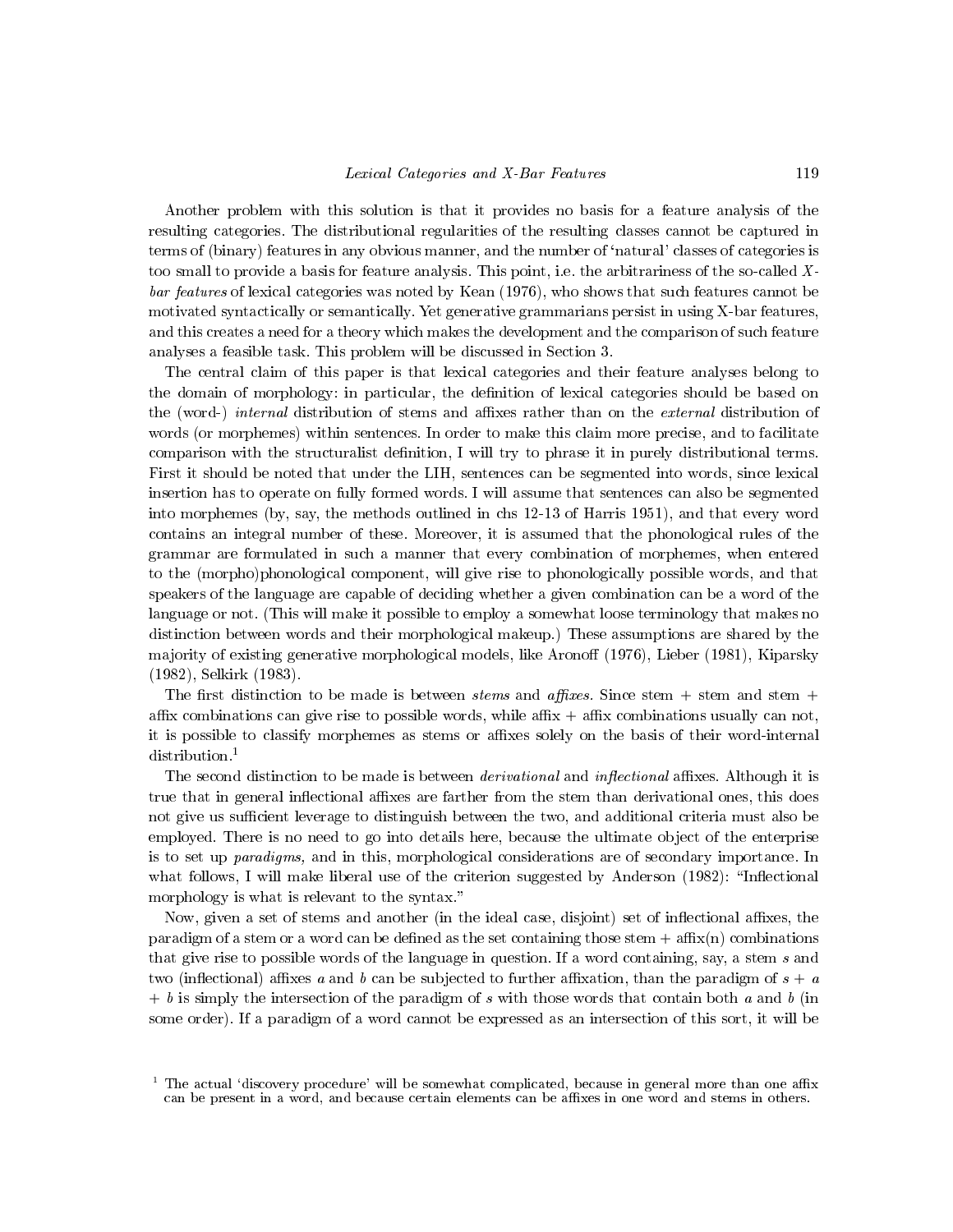Another problem with this solution is that it provides no basis for a feature analysis of the resulting categories. The distributional regularities of the resulting classes cannot be captured in terms of (binary) features in any obvious manner, and the number of 'natural' classes of categories is too small to provide a basis for feature analysis. This point, i.e. the arbitrariness of the so-called *X-bar features* of lexical categories was noted by Kean (1976), who shows that such features cannot be motivated syntactically or semantically. Yet generative grammarians persist in using X-bar features, and this creates a need for a theory which makes the development and the comparison of such feature analyses a feasible task. This problem will be discussed in Section 3.

The central claim of this paper is that lexical categories and their feature analyses belong to the domain of morphology: in particular, the definition of lexical categories should be based on the (word-) *internal* distribution of stems and affixes rather than on the *external* distribution of words (or morphemes) within sentences. In order to make this claim more precise, and to facilitate comparison with the structuralist definition, I will try to phrase it in purely distributional terms. First it should be noted that under the LIH, sentences can be segmented into words, since lexical insertion has to operate on fully formed words. I will assume that sentences can also be segmented into morphemes (by, say, the methods outlined in chs 12-13 of Harris 1951), and that every word contains an integral number of these. Moreover, it is assumed that the phonological rules of the grammar are formulated in such a manner that every combination of morphemes, when entered to the (morpho)phonological component, will give rise to phonologically possible words, and that speakers of the language are capable of deciding whether a given combination can be a word of the language or not. (This will make it possible to employ a somewhat loose terminology that makes no distinction between words and their morphological makeup.) These assumptions are shared by the majority of existing generative morphological models, like Aronoff (1976), Lieber (1981), Kiparsky (1982), Selkirk (1983).

The first distinction to be made is between *stems* and *affixes.* Since stem + stem and stem + affix combinations can give rise to possible words, while affix + affix combinations usually can not, it is possible to classify morphemes as stems or affixes solely on the basis of their word-internal distribution.[1]

The second distinction to be made is between *derivational* and *inflectional* affixes. Although it is true that in general inflectional affixes are farther from the stem than derivational ones, this does not give us sufficient leverage to distinguish between the two, and additional criteria must also be employed. There is no need to go into details here, because the ultimate object of the enterprise is to set up *paradigms,* and in this, morphological considerations are of secondary importance. In what follows, I will make liberal use of the criterion suggested by Anderson (1982): "Inflectional morphology is what is relevant to the syntax."

Now, given a set of stems and another (in the ideal case, disjoint) set of inflectional affixes, the paradigm of a stem or a word can be defined as the set containing those stem + affix(n) combinations that give rise to possible words of the language in question. If a word containing, say, a stem $s$ and two (inflectional) affixes $a$ and $b$ can be subjected to further affixation, than the paradigm of $s + a + b$ is simply the intersection of the paradigm of $s$ with those words that contain both $a$ and $b$ (in some order). If a paradigm of a word cannot be expressed as an intersection of this sort, it will be

[1] The actual 'discovery procedure' will be somewhat complicated, because in general more than one affix can be present in a word, and because certain elements can be affixes in one word and stems in others.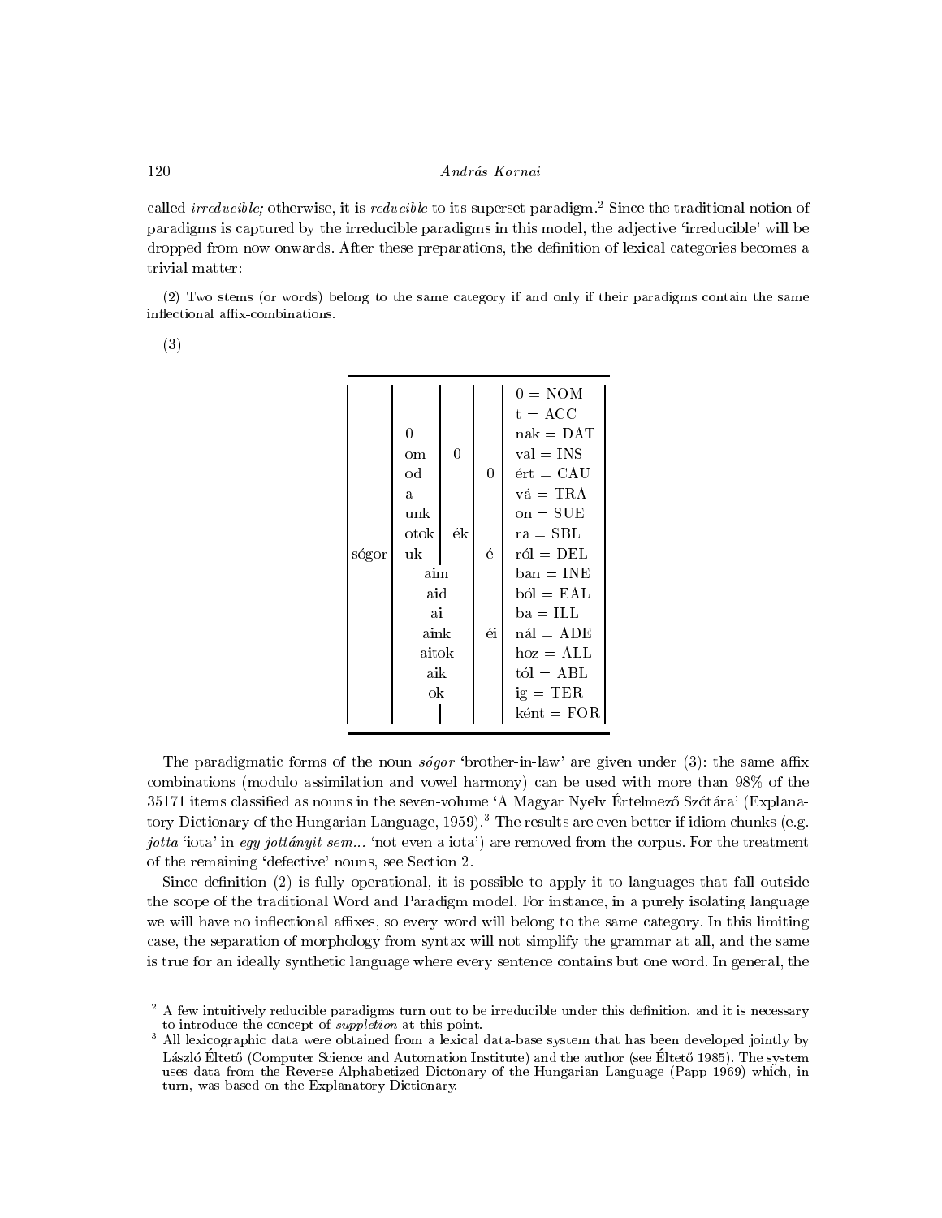called *irreducible;* otherwise, it is *reducible* to its superset paradigm.[2] Since the traditional notion of paradigms is captured by the irreducible paradigms in this model, the adjective 'irreducible' will be dropped from now onwards. After these preparations, the definition of lexical categories becomes a trivial matter:

(2) Two stems (or words) belong to the same category if and only if their paradigms contain the same inflectional affix-combinations.

(3)

| Stem | Possessive | Plural | Possessor | Case |
|---|---|---|---|---|
| | | | | 0 = NOM |
| | | | | t = ACC |
| | 0 | | | nak = DAT |
| | om | 0 | | val = INS |
| | od | | 0 | ért = CAU |
| | a | | | vá = TRA |
| | unk | | | on = SUE |
| | otok | ék | | ra = SBL |
| sógor | uk | | é | ról = DEL |
| | aim | | | ban = INE |
| | aid | | | ból = EAL |
| | ai | | | ba = ILL |
| | aink | | éi | nál = ADE |
| | aitok | | | hoz = ALL |
| | aik | | | tól = ABL |
| | ok | | | ig = TER |
| | | | | ként = FOR |

The paradigmatic forms of the noun *sógor* 'brother-in-law' are given under (3): the same affix combinations (modulo assimilation and vowel harmony) can be used with more than 98% of the 35171 items classified as nouns in the seven-volume 'A Magyar Nyelv Értelmező Szótára' (Explanatory Dictionary of the Hungarian Language, 1959).[3] The results are even better if idiom chunks (e.g. *jotta* 'iota' in *egy jottányit sem...* 'not even a iota') are removed from the corpus. For the treatment of the remaining 'defective' nouns, see Section 2.

Since definition (2) is fully operational, it is possible to apply it to languages that fall outside the scope of the traditional Word and Paradigm model. For instance, in a purely isolating language we will have no inflectional affixes, so every word will belong to the same category. In this limiting case, the separation of morphology from syntax will not simplify the grammar at all, and the same is true for an ideally synthetic language where every sentence contains but one word. In general, the

[2] A few intuitively reducible paradigms turn out to be irreducible under this definition, and it is necessary to introduce the concept of *suppletion* at this point.

[3] All lexicographic data were obtained from a lexical data-base system that has been developed jointly by László Éltető (Computer Science and Automation Institute) and the author (see Éltető 1985). The system uses data from the Reverse-Alphabetized Dictionary of the Hungarian Language (Papp 1969) which, in turn, was based on the Explanatory Dictionary.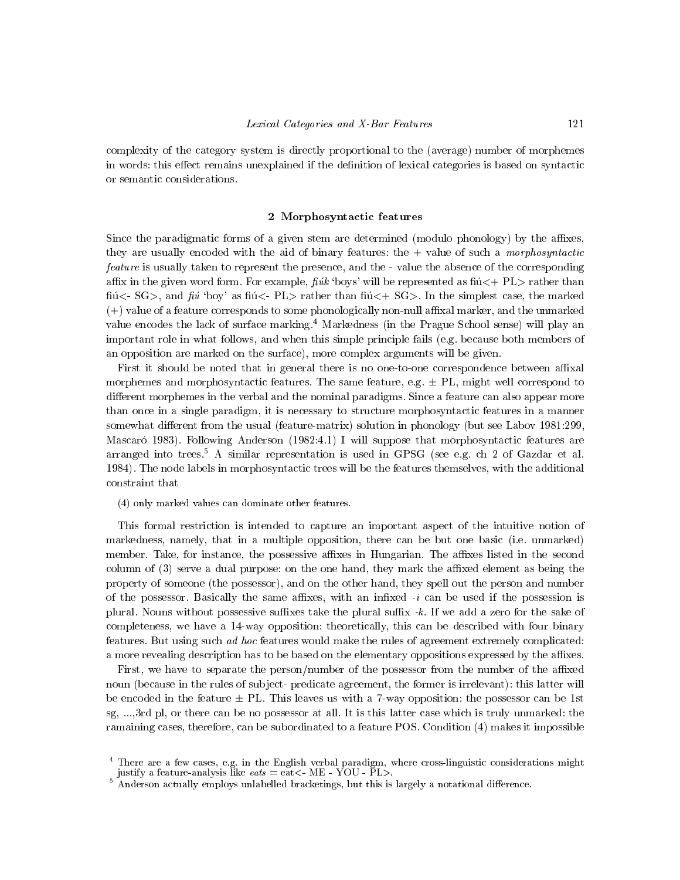complexity of the category system is directly proportional to the (average) number of morphemes in words: this effect remains unexplained if the definition of lexical categories is based on syntactic or semantic considerations.

## 2 Morphosyntactic features

Since the paradigmatic forms of a given stem are determined (modulo phonology) by the affixes, they are usually encoded with the aid of binary features: the + value of such a *morphosyntactic feature* is usually taken to represent the presence, and the - value the absence of the corresponding affix in the given word form. For example, *fiúk* 'boys' will be represented as fiú<+ PL> rather than fiú<- SG>, and *fiú* 'boy' as fiú<- PL> rather than fiú<+ SG>. In the simplest case, the marked (+) value of a feature corresponds to some phonologically non-null affixal marker, and the unmarked value encodes the lack of surface marking.[4] Markedness (in the Prague School sense) will play an important role in what follows, and when this simple principle fails (e.g. because both members of an opposition are marked on the surface), more complex arguments will be given.

First it should be noted that in general there is no one-to-one correspondence between affixal morphemes and morphosyntactic features. The same feature, e.g. ± PL, might well correspond to different morphemes in the verbal and the nominal paradigms. Since a feature can also appear more than once in a single paradigm, it is necessary to structure morphosyntactic features in a manner somewhat different from the usual (feature-matrix) solution in phonology (but see Labov 1981:299, Mascaró 1983). Following Anderson (1982:4.1) I will suppose that morphosyntactic features are arranged into trees.[5] A similar representation is used in GPSG (see e.g. ch 2 of Gazdar et al. 1984). The node labels in morphosyntactic trees will be the features themselves, with the additional constraint that

(4) only marked values can dominate other features.

This formal restriction is intended to capture an important aspect of the intuitive notion of markedness, namely, that in a multiple opposition, there can be but one basic (i.e. unmarked) member. Take, for instance, the possessive affixes in Hungarian. The affixes listed in the second column of (3) serve a dual purpose: on the one hand, they mark the affixed element as being the property of someone (the possessor), and on the other hand, they spell out the person and number of the possessor. Basically the same affixes, with an infixed *-i* can be used if the possession is plural. Nouns without possessive suffixes take the plural suffix *-k*. If we add a zero for the sake of completeness, we have a 14-way opposition: theoretically, this can be described with four binary features. But using such *ad hoc* features would make the rules of agreement extremely complicated: a more revealing description has to be based on the elementary oppositions expressed by the affixes.

First, we have to separate the person/number of the possessor from the number of the affixed noun (because in the rules of subject- predicate agreement, the former is irrelevant): this latter will be encoded in the feature ± PL. This leaves us with a 7-way opposition: the possessor can be 1st sg, ...,3rd pl, or there can be no possessor at all. It is this latter case which is truly unmarked: the ramaining cases, therefore, can be subordinated to a feature POS. Condition (4) makes it impossible

[4] There are a few cases, e.g. in the English verbal paradigm, where cross-linguistic considerations might justify a feature-analysis like *eats* = eat<- ME - YOU - PL>.

[5] Anderson actually employs unlabelled bracketings, but this is largely a notational difference.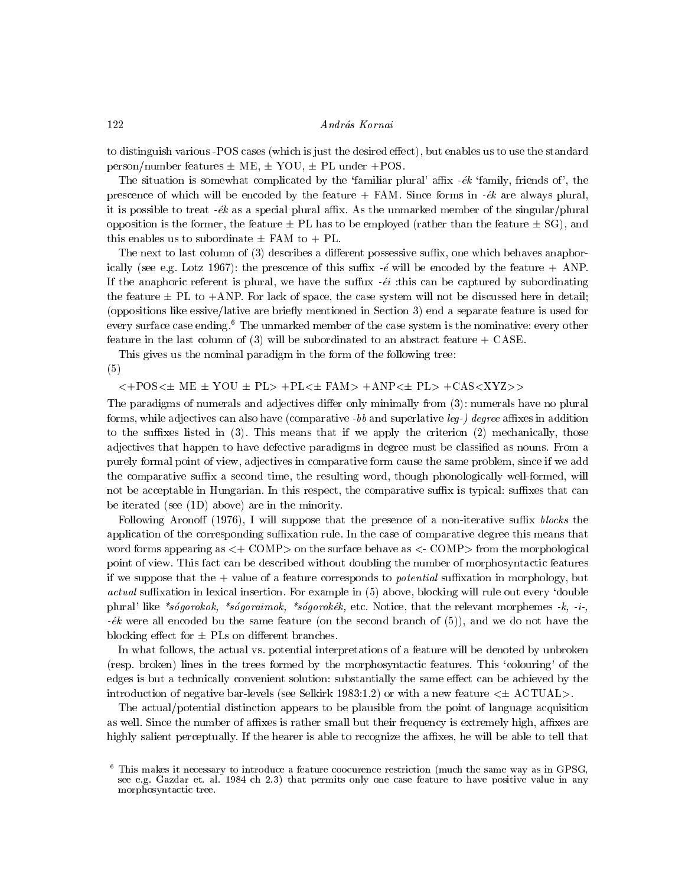to distinguish various -POS cases (which is just the desired effect), but enables us to use the standard person/number features ± ME, ± YOU, ± PL under +POS.

The situation is somewhat complicated by the 'familiar plural' affix *-ék* 'family, friends of', the prescence of which will be encoded by the feature + FAM. Since forms in *-ék* are always plural, it is possible to treat *-ék* as a special plural affix. As the unmarked member of the singular/plural opposition is the former, the feature ± PL has to be employed (rather than the feature ± SG), and this enables us to subordinate ± FAM to + PL.

The next to last column of (3) describes a different possessive suffix, one which behaves anaphorically (see e.g. Lotz 1967): the prescence of this suffix *-é* will be encoded by the feature + ANP. If the anaphoric referent is plural, we have the suffix *-éi* :this can be captured by subordinating the feature ± PL to +ANP. For lack of space, the case system will not be discussed here in detail; (oppositions like essive/lative are briefly mentioned in Section 3) end a separate feature is used for every surface case ending.[6] The unmarked member of the case system is the nominative: every other feature in the last column of (3) will be subordinated to an abstract feature + CASE.

This gives us the nominal paradigm in the form of the following tree:

(5)

<+POS<± ME ± YOU ± PL> +PL<± FAM> +ANP<± PL> +CAS<XYZ>>

The paradigms of numerals and adjectives differ only minimally from (3): numerals have no plural forms, while adjectives can also have (comparative *-bb* and superlative *leg-) degree* affixes in addition to the suffixes listed in (3). This means that if we apply the criterion (2) mechanically, those adjectives that happen to have defective paradigms in degree must be classified as nouns. From a purely formal point of view, adjectives in comparative form cause the same problem, since if we add the comparative suffix a second time, the resulting word, though phonologically well-formed, will not be acceptable in Hungarian. In this respect, the comparative suffix is typical: suffixes that can be iterated (see (1D) above) are in the minority.

Following Aronoff (1976), I will suppose that the presence of a non-iterative suffix *blocks* the application of the corresponding suffixation rule. In the case of comparative degree this means that word forms appearing as <+ COMP> on the surface behave as <- COMP> from the morphological point of view. This fact can be described without doubling the number of morphosyntactic features if we suppose that the + value of a feature corresponds to *potential* suffixation in morphology, but *actual* suffixation in lexical insertion. For example in (5) above, blocking will rule out every 'double plural' like *\*sógorokok, \*sógoraimok, \*sógorokék,* etc. Notice, that the relevant morphemes *-k, -i-, -ék* were all encoded bu the same feature (on the second branch of (5)), and we do not have the blocking effect for ± PLs on different branches.

In what follows, the actual vs. potential interpretations of a feature will be denoted by unbroken (resp. broken) lines in the trees formed by the morphosyntactic features. This 'colouring' of the edges is but a technically convenient solution: substantially the same effect can be achieved by the introduction of negative bar-levels (see Selkirk 1983:1.2) or with a new feature <± ACTUAL>.

The actual/potential distinction appears to be plausible from the point of language acquisition as well. Since the number of affixes is rather small but their frequency is extremely high, affixes are highly salient perceptually. If the hearer is able to recognize the affixes, he will be able to tell that

[6] This makes it necessary to introduce a feature coocurence restriction (much the same way as in GPSG, see e.g. Gazdar et. al. 1984 ch 2.3) that permits only one case feature to have positive value in any morphosyntactic tree.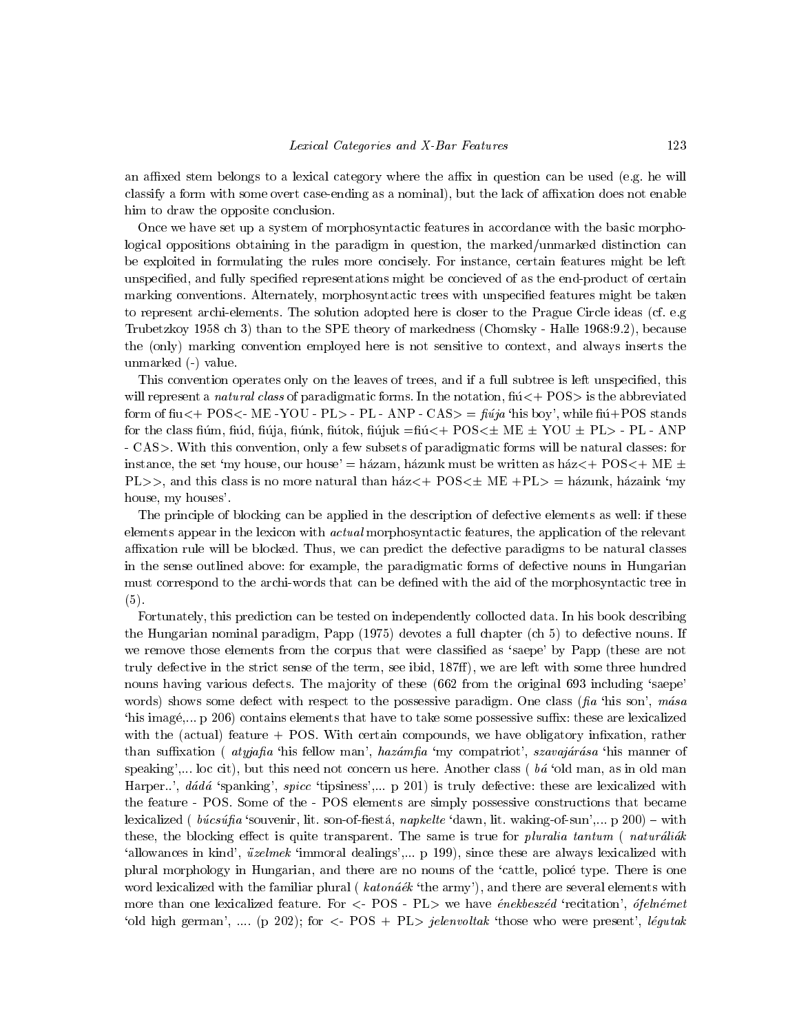an affixed stem belongs to a lexical category where the affix in question can be used (e.g. he will classify a form with some overt case-ending as a nominal), but the lack of affixation does not enable him to draw the opposite conclusion.

Once we have set up a system of morphosyntactic features in accordance with the basic morphological oppositions obtaining in the paradigm in question, the marked/unmarked distinction can be exploited in formulating the rules more concisely. For instance, certain features might be left unspecified, and fully specified representations might be concieved of as the end-product of certain marking conventions. Alternately, morphosyntactic trees with unspecified features might be taken to represent archi-elements. The solution adopted here is closer to the Prague Circle ideas (cf. e.g Trubetzkoy 1958 ch 3) than to the SPE theory of markedness (Chomsky - Halle 1968:9.2), because the (only) marking convention employed here is not sensitive to context, and always inserts the unmarked (-) value.

This convention operates only on the leaves of trees, and if a full subtree is left unspecified, this will represent a *natural class* of paradigmatic forms. In the notation, fiú<+ POS> is the abbreviated form of fiu<+ POS<- ME -YOU - PL> - PL - ANP - CAS> = *fiúja* 'his boy', while fiú+POS stands for the class fiúm, fiúd, fiúja, fiúnk, fiútok, fiújuk =fiú<+ POS<± ME ± YOU ± PL> - PL - ANP - CAS>. With this convention, only a few subsets of paradigmatic forms will be natural classes: for instance, the set 'my house, our house' = házam, házunk must be written as ház<+ POS<+ ME ± PL>>, and this class is no more natural than ház<+ POS<± ME +PL> = házunk, házaink 'my house, my houses'.

The principle of blocking can be applied in the description of defective elements as well: if these elements appear in the lexicon with *actual* morphosyntactic features, the application of the relevant affixation rule will be blocked. Thus, we can predict the defective paradigms to be natural classes in the sense outlined above: for example, the paradigmatic forms of defective nouns in Hungarian must correspond to the archi-words that can be defined with the aid of the morphosyntactic tree in (5).

Fortunately, this prediction can be tested on independently collocted data. In his book describing the Hungarian nominal paradigm, Papp (1975) devotes a full chapter (ch 5) to defective nouns. If we remove those elements from the corpus that were classified as 'saepe' by Papp (these are not truly defective in the strict sense of the term, see ibid, 187ff), we are left with some three hundred nouns having various defects. The majority of these (662 from the original 693 including 'saepe' words) shows some defect with respect to the possessive paradigm. One class (*fia* 'his son', *mása* 'his imagé,... p 206) contains elements that have to take some possessive suffix: these are lexicalized with the (actual) feature + POS. With certain compounds, we have obligatory infixation, rather than suffixation ( *atyjafia* 'his fellow man', *hazámfia* 'my compatriot', *szavajárása* 'his manner of speaking',... loc cit), but this need not concern us here. Another class ( *bá* 'old man, as in old man Harper..', *dádá* 'spanking', *spicc* 'tipsiness',... p 201) is truly defective: these are lexicalized with the feature - POS. Some of the - POS elements are simply possessive constructions that became lexicalized ( *búcsúfia* 'souvenir, lit. son-of-fiestá, *napkelte* 'dawn, lit. waking-of-sun',... p 200) – with these, the blocking effect is quite transparent. The same is true for *pluralia tantum* ( *naturáliák* 'allowances in kind', *üzelmek* 'immoral dealings',... p 199), since these are always lexicalized with plural morphology in Hungarian, and there are no nouns of the 'cattle, policé type. There is one word lexicalized with the familiar plural ( *katonáék* 'the army'), and there are several elements with more than one lexicalized feature. For <- POS - PL> we have *énekbeszéd* 'recitation', *ófelnémet* 'old high german', .... (p 202); for <- POS + PL> *jelenvoltak* 'those who were present', *légutak*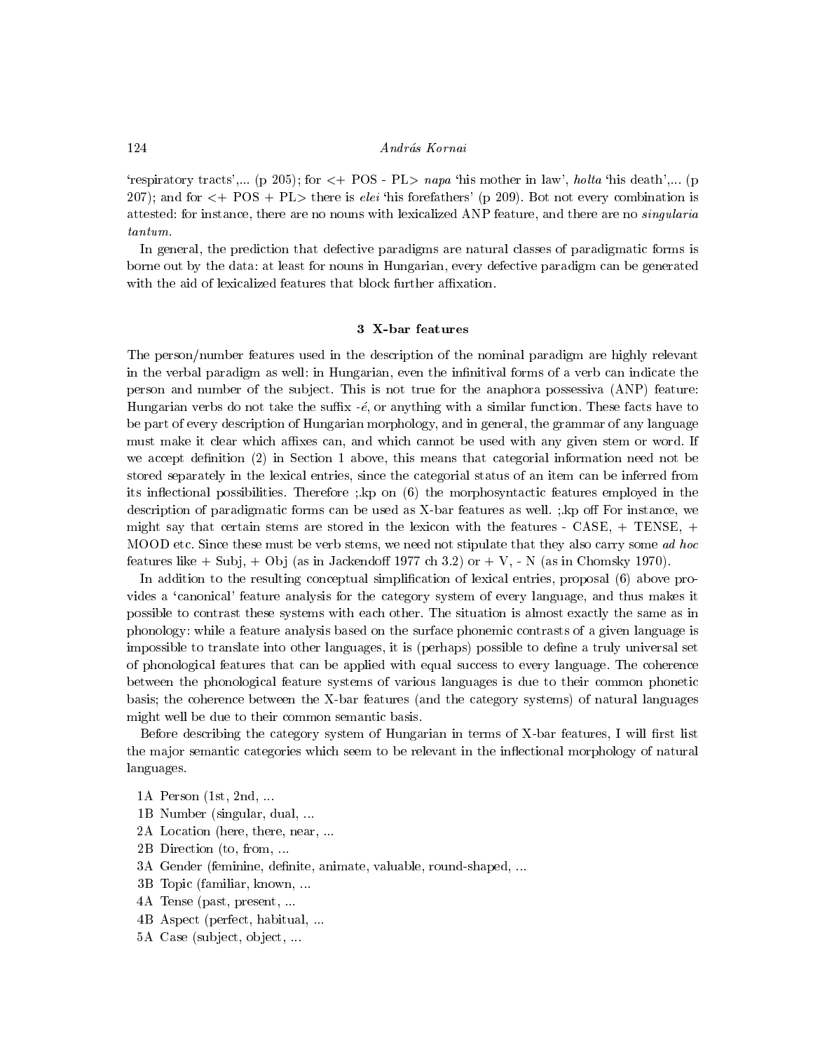'respiratory tracts',... (p 205); for <+ POS - PL> *napa* 'his mother in law', *holta* 'his death',... (p 207); and for <+ POS + PL> there is *elei* 'his forefathers' (p 209). Bot not every combination is attested: for instance, there are no nouns with lexicalized ANP feature, and there are no *singularia tantum*.

In general, the prediction that defective paradigms are natural classes of paradigmatic forms is borne out by the data: at least for nouns in Hungarian, every defective paradigm can be generated with the aid of lexicalized features that block further affixation.

### 3 X-bar features

The person/number features used in the description of the nominal paradigm are highly relevant in the verbal paradigm as well: in Hungarian, even the infinitival forms of a verb can indicate the person and number of the subject. This is not true for the anaphora possessiva (ANP) feature: Hungarian verbs do not take the suffix *-é*, or anything with a similar function. These facts have to be part of every description of Hungarian morphology, and in general, the grammar of any language must make it clear which affixes can, and which cannot be used with any given stem or word. If we accept definition (2) in Section 1 above, this means that categorial information need not be stored separately in the lexical entries, since the categorial status of an item can be inferred from its inflectional possibilities. Therefore ;.kp on (6) the morphosyntactic features employed in the description of paradigmatic forms can be used as X-bar features as well. ;.kp off For instance, we might say that certain stems are stored in the lexicon with the features - CASE, + TENSE, + MOOD etc. Since these must be verb stems, we need not stipulate that they also carry some *ad hoc* features like + Subj, + Obj (as in Jackendoff 1977 ch 3.2) or + V, - N (as in Chomsky 1970).

In addition to the resulting conceptual simplification of lexical entries, proposal (6) above provides a 'canonical' feature analysis for the category system of every language, and thus makes it possible to contrast these systems with each other. The situation is almost exactly the same as in phonology: while a feature analysis based on the surface phonemic contrasts of a given language is impossible to translate into other languages, it is (perhaps) possible to define a truly universal set of phonological features that can be applied with equal success to every language. The coherence between the phonological feature systems of various languages is due to their common phonetic basis; the coherence between the X-bar features (and the category systems) of natural languages might well be due to their common semantic basis.

Before describing the category system of Hungarian in terms of X-bar features, I will first list the major semantic categories which seem to be relevant in the inflectional morphology of natural languages.

1A Person (1st, 2nd, ...
1B Number (singular, dual, ...
2A Location (here, there, near, ...
2B Direction (to, from, ...
3A Gender (feminine, definite, animate, valuable, round-shaped, ...
3B Topic (familiar, known, ...
4A Tense (past, present, ...
4B Aspect (perfect, habitual, ...
5A Case (subject, object, ...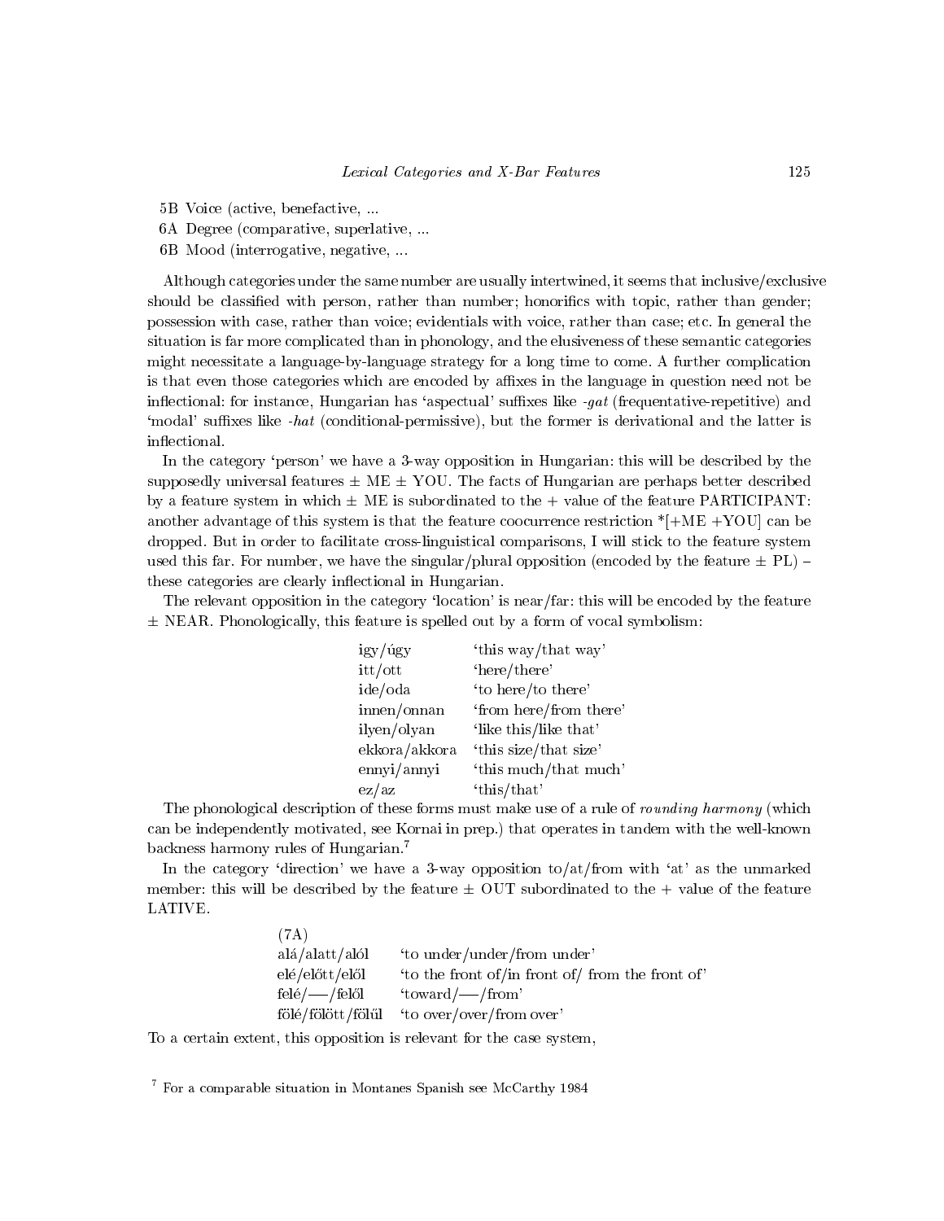5B Voice (active, benefactive, ...

6A Degree (comparative, superlative, ...

6B Mood (interrogative, negative, ...

Although categories under the same number are usually intertwined, it seems that inclusive/exclusive should be classified with person, rather than number; honorifics with topic, rather than gender; possession with case, rather than voice; evidentials with voice, rather than case; etc. In general the situation is far more complicated than in phonology, and the elusiveness of these semantic categories might necessitate a language-by-language strategy for a long time to come. A further complication is that even those categories which are encoded by affixes in the language in question need not be inflectional: for instance, Hungarian has 'aspectual' suffixes like *-gat* (frequentative-repetitive) and 'modal' suffixes like *-hat* (conditional-permissive), but the former is derivational and the latter is inflectional.

In the category 'person' we have a 3-way opposition in Hungarian: this will be described by the supposedly universal features $\pm$ ME $\pm$ YOU. The facts of Hungarian are perhaps better described by a feature system in which $\pm$ ME is subordinated to the + value of the feature PARTICIPANT: another advantage of this system is that the feature coocurrence restriction *[+ME +YOU] can be dropped. But in order to facilitate cross-linguistical comparisons, I will stick to the feature system used this far. For number, we have the singular/plural opposition (encoded by the feature $\pm$ PL) – these categories are clearly inflectional in Hungarian.

The relevant opposition in the category 'location' is near/far: this will be encoded by the feature $\pm$ NEAR. Phonologically, this feature is spelled out by a form of vocal symbolism:

| | |
|---|---|
| igy/úgy | 'this way/that way' |
| itt/ott | 'here/there' |
| ide/oda | 'to here/to there' |
| innen/onnan | 'from here/from there' |
| ilyen/olyan | 'like this/like that' |
| ekkora/akkora | 'this size/that size' |
| ennyi/annyi | 'this much/that much' |
| ez/az | 'this/that' |

The phonological description of these forms must make use of a rule of *rounding harmony* (which can be independently motivated, see Kornai in prep.) that operates in tandem with the well-known backness harmony rules of Hungarian.[7]

In the category 'direction' we have a 3-way opposition to/at/from with 'at' as the unmarked member: this will be described by the feature $\pm$ OUT subordinated to the + value of the feature LATIVE.

(7A)

| | |
|---|---|
| alá/alatt/alól | 'to under/under/from under' |
| elé/előtt/elől | 'to the front of/in front of/ from the front of' |
| felé/—/felől | 'toward/—/from' |
| fölé/fölött/fölül | 'to over/over/from over' |

To a certain extent, this opposition is relevant for the case system,

[7] For a comparable situation in Montanes Spanish see McCarthy 1984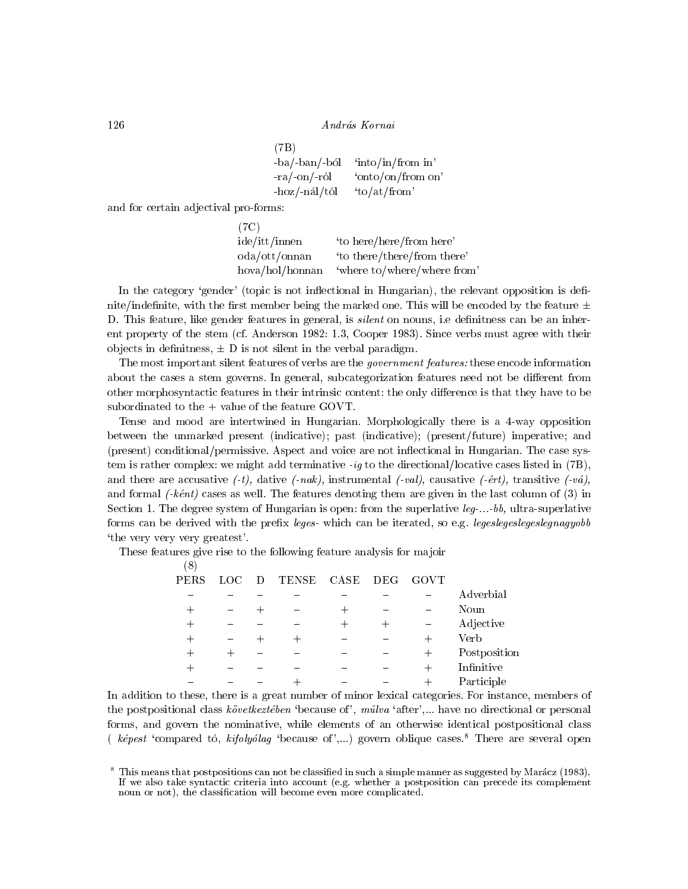(7B)

| | |
|---|---|
| -ba/-ban/-ból | 'into/in/from in' |
| -ra/-on/-ról | 'onto/on/from on' |
| -hoz/-nál/tól | 'to/at/from' |

and for certain adjectival pro-forms:

(7C)

| | |
|---|---|
| ide/itt/innen | 'to here/here/from here' |
| oda/ott/onnan | 'to there/there/from there' |
| hova/hol/honnan | 'where to/where/where from' |

In the category 'gender' (topic is not inflectional in Hungarian), the relevant opposition is definite/indefinite, with the first member being the marked one. This will be encoded by the feature ± D. This feature, like gender features in general, is *silent* on nouns, i.e definitness can be an inherent property of the stem (cf. Anderson 1982: 1.3, Cooper 1983). Since verbs must agree with their objects in definitness, ± D is not silent in the verbal paradigm.

The most important silent features of verbs are the *government features:* these encode information about the cases a stem governs. In general, subcategorization features need not be different from other morphosyntactic features in their intrinsic content: the only difference is that they have to be subordinated to the + value of the feature GOVT.

Tense and mood are intertwined in Hungarian. Morphologically there is a 4-way opposition between the unmarked present (indicative); past (indicative); (present/future) imperative; and (present) conditional/permissive. Aspect and voice are not inflectional in Hungarian. The case system is rather complex: we might add terminative *-ig* to the directional/locative cases listed in (7B), and there are accusative *(-t),* dative *(-nak),* instrumental *(-val),* causative *(-ért),* transitive *(-vá),* and formal *(-ként)* cases as well. The features denoting them are given in the last column of (3) in Section 1. The degree system of Hungarian is open: from the superlative *leg-...-bb,* ultra-superlative forms can be derived with the prefix *leges-* which can be iterated, so e.g. *legeslegeslegeslegnagyobb* 'the very very very greatest'.

These features give rise to the following feature analysis for majoir

(8)

| PERS | LOC | D | TENSE | CASE | DEG | GOVT | |
|---|---|---|---|---|---|---|---|
| – | – | – | – | – | – | – | Adverbial |
| + | – | + | – | + | – | – | Noun |
| + | – | – | – | + | + | – | Adjective |
| + | – | + | + | – | – | + | Verb |
| + | + | – | – | – | – | + | Postposition |
| + | – | – | – | – | – | + | Infinitive |
| – | – | – | + | – | – | + | Participle |

In addition to these, there is a great number of minor lexical categories. For instance, members of the postpositional class *következtében* 'because of', *múlva* 'after',... have no directional or personal forms, and govern the nominative, while elements of an otherwise identical postpositional class ( *képest* 'compared tó, *kifolyólag* 'because of',...) govern oblique cases.[8] There are several open

[8] This means that postpositions can not be classified in such a simple manner as suggested by Marácz (1983). If we also take syntactic criteria into account (e.g. whether a postposition can precede its complement noun or not), the classification will become even more complicated.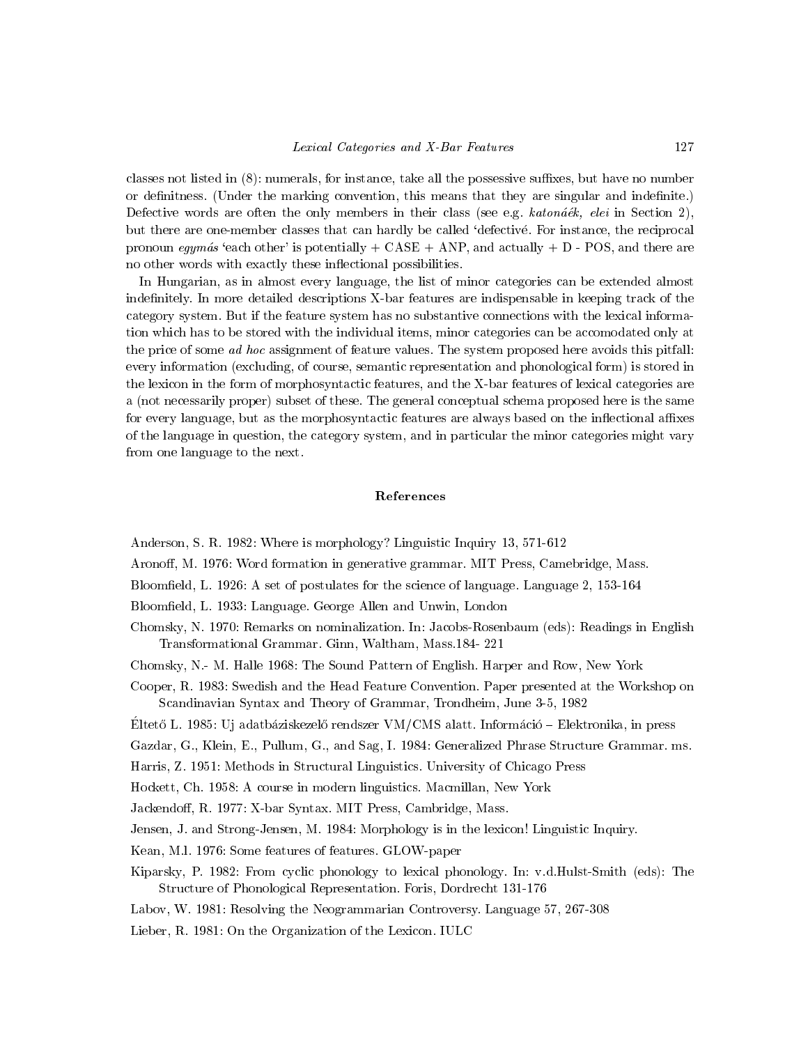classes not listed in (8): numerals, for instance, take all the possessive suffixes, but have no number or definitness. (Under the marking convention, this means that they are singular and indefinite.) Defective words are often the only members in their class (see e.g. *katonáék, elei* in Section 2), but there are one-member classes that can hardly be called 'defectivé. For instance, the reciprocal pronoun *egymás* 'each other' is potentially + CASE + ANP, and actually + D - POS, and there are no other words with exactly these inflectional possibilities.

In Hungarian, as in almost every language, the list of minor categories can be extended almost indefinitely. In more detailed descriptions X-bar features are indispensable in keeping track of the category system. But if the feature system has no substantive connections with the lexical information which has to be stored with the individual items, minor categories can be accomodated only at the price of some *ad hoc* assignment of feature values. The system proposed here avoids this pitfall: every information (excluding, of course, semantic representation and phonological form) is stored in the lexicon in the form of morphosyntactic features, and the X-bar features of lexical categories are a (not necessarily proper) subset of these. The general conceptual schema proposed here is the same for every language, but as the morphosyntactic features are always based on the inflectional affixes of the language in question, the category system, and in particular the minor categories might vary from one language to the next.

## References

Anderson, S. R. 1982: Where is morphology? Linguistic Inquiry 13, 571-612

Aronoff, M. 1976: Word formation in generative grammar. MIT Press, Camebridge, Mass.

Bloomfield, L. 1926: A set of postulates for the science of language. Language 2, 153-164

Bloomfield, L. 1933: Language. George Allen and Unwin, London

Chomsky, N. 1970: Remarks on nominalization. In: Jacobs-Rosenbaum (eds): Readings in English Transformational Grammar. Ginn, Waltham, Mass.184- 221

Chomsky, N.- M. Halle 1968: The Sound Pattern of English. Harper and Row, New York

Cooper, R. 1983: Swedish and the Head Feature Convention. Paper presented at the Workshop on Scandinavian Syntax and Theory of Grammar, Trondheim, June 3-5, 1982

Éltető L. 1985: Uj adatbáziskezelő rendszer VM/CMS alatt. Információ – Elektronika, in press

Gazdar, G., Klein, E., Pullum, G., and Sag, I. 1984: Generalized Phrase Structure Grammar. ms.

Harris, Z. 1951: Methods in Structural Linguistics. University of Chicago Press

Hockett, Ch. 1958: A course in modern linguistics. Macmillan, New York

Jackendoff, R. 1977: X-bar Syntax. MIT Press, Cambridge, Mass.

Jensen, J. and Strong-Jensen, M. 1984: Morphology is in the lexicon! Linguistic Inquiry.

Kean, M.l. 1976: Some features of features. GLOW-paper

Kiparsky, P. 1982: From cyclic phonology to lexical phonology. In: v.d.Hulst-Smith (eds): The Structure of Phonological Representation. Foris, Dordrecht 131-176

Labov, W. 1981: Resolving the Neogrammarian Controversy. Language 57, 267-308

Lieber, R. 1981: On the Organization of the Lexicon. IULC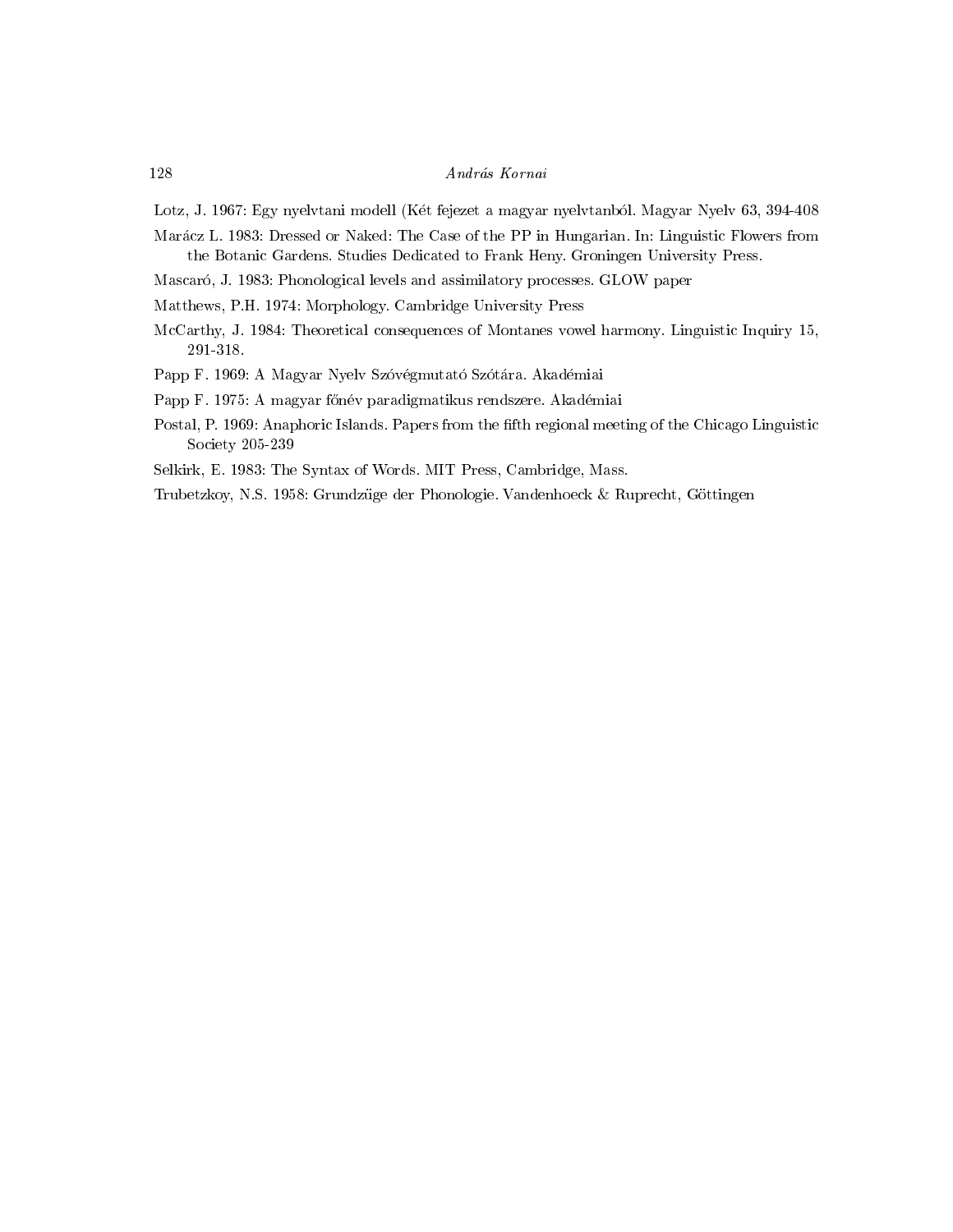Lotz, J. 1967: Egy nyelvtani modell (Két fejezet a magyar nyelvtanból. Magyar Nyelv 63, 394-408

Marácz L. 1983: Dressed or Naked: The Case of the PP in Hungarian. In: Linguistic Flowers from the Botanic Gardens. Studies Dedicated to Frank Heny. Groningen University Press.

Mascaró, J. 1983: Phonological levels and assimilatory processes. GLOW paper

Matthews, P.H. 1974: Morphology. Cambridge University Press

McCarthy, J. 1984: Theoretical consequences of Montanes vowel harmony. Linguistic Inquiry 15, 291-318.

Papp F. 1969: A Magyar Nyelv Szóvégmutató Szótára. Akadémiai

Papp F. 1975: A magyar főnév paradigmatikus rendszere. Akadémiai

Postal, P. 1969: Anaphoric Islands. Papers from the fifth regional meeting of the Chicago Linguistic Society 205-239

Selkirk, E. 1983: The Syntax of Words. MIT Press, Cambridge, Mass.

Trubetzkoy, N.S. 1958: Grundzüge der Phonologie. Vandenhoeck & Ruprecht, Göttingen